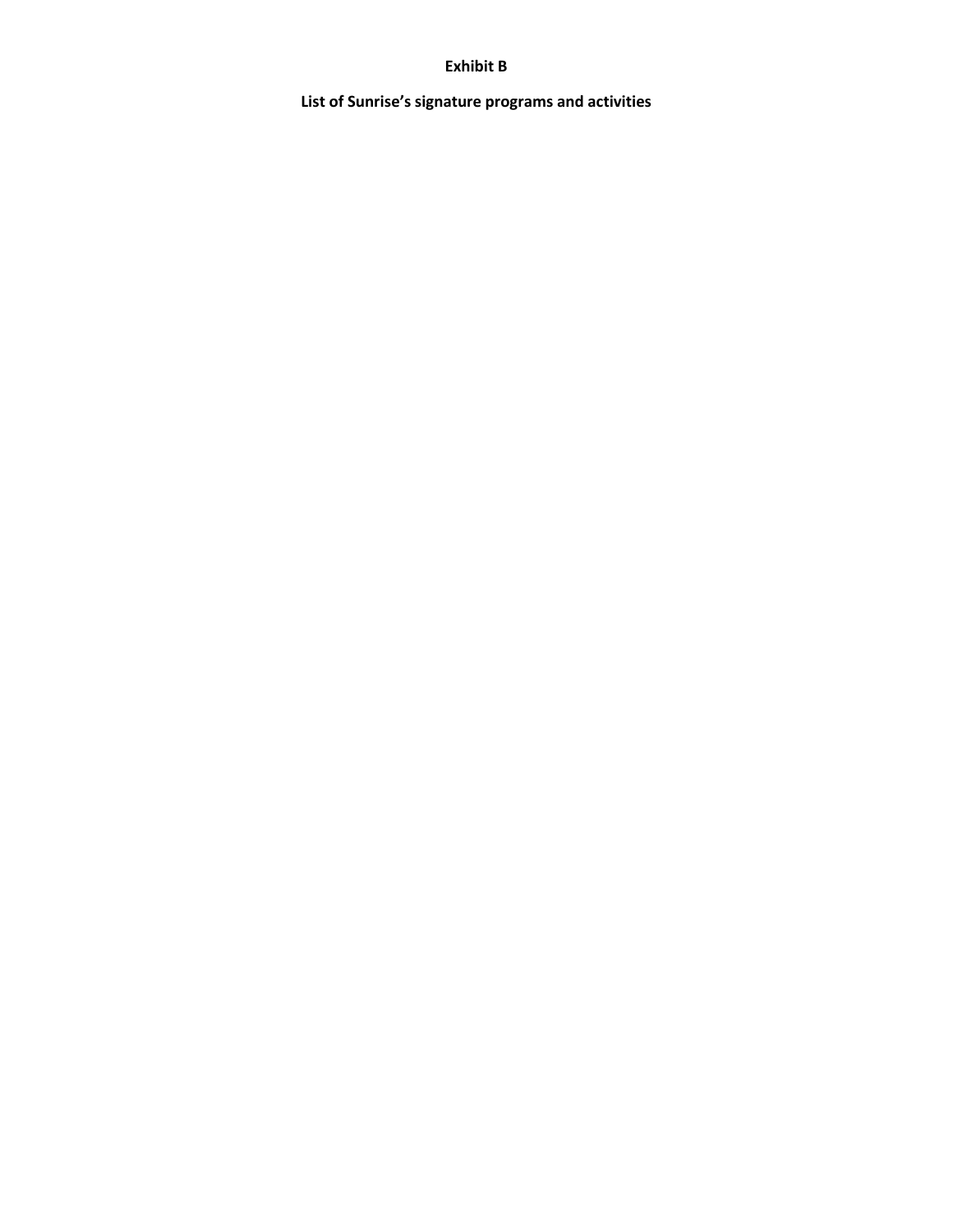**Exhibit B**

**List of Sunrise's signature programs and activities**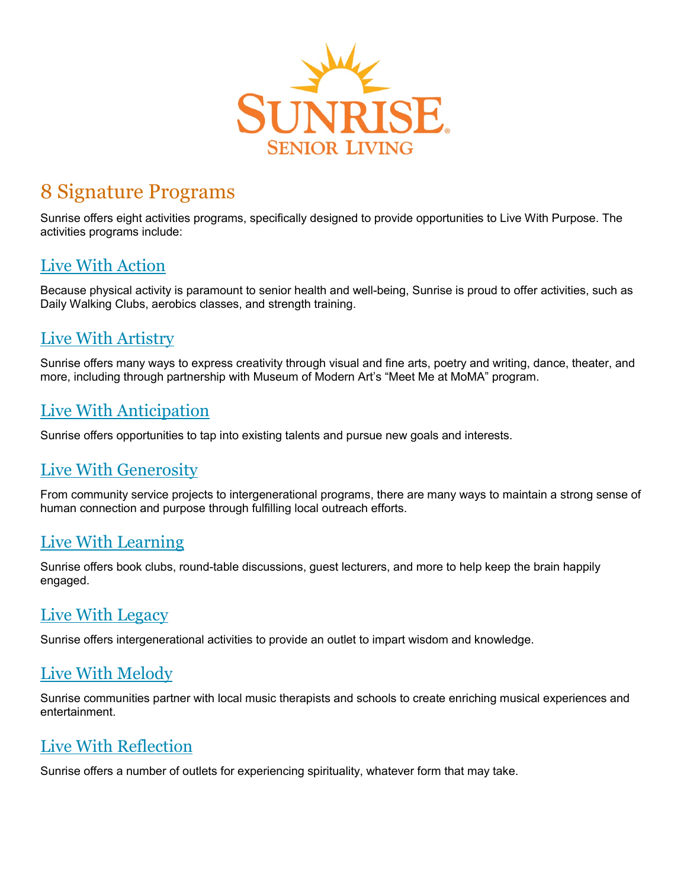# 8 Signature Programs

Sunrise offers eight activities programs, specifically designed to provide opportunities to Live With Purpose. The activities programs include:

## Live With Action

Because physical activity is paramount to senior health and well-being, Sunrise is proud to offer activities, such as Daily Walking Clubs, aerobics classes, and strength training.

## Live With Artistry

Sunrise offers many ways to express creativity through visual and fine arts, poetry and writing, dance, theater, and more, including through partnership with Museum of Modern Art's "Meet Me at MoMA" program.

## Live With Anticipation

Sunrise offers opportunities to tap into existing talents and pursue new goals and interests.

## Live With Generosity

From community service projects to intergenerational programs, there are many ways to maintain a strong sense of human connection and purpose through fulfilling local outreach efforts.

## Live With Learning

Sunrise offers book clubs, round-table discussions, guest lecturers, and more to help keep the brain happily engaged.

## Live With Legacy

Sunrise offers intergenerational activities to provide an outlet to impart wisdom and knowledge.

## Live With Melody

Sunrise communities partner with local music therapists and schools to create enriching musical experiences and entertainment.

## Live With Reflection

Sunrise offers a number of outlets for experiencing spirituality, whatever form that may take.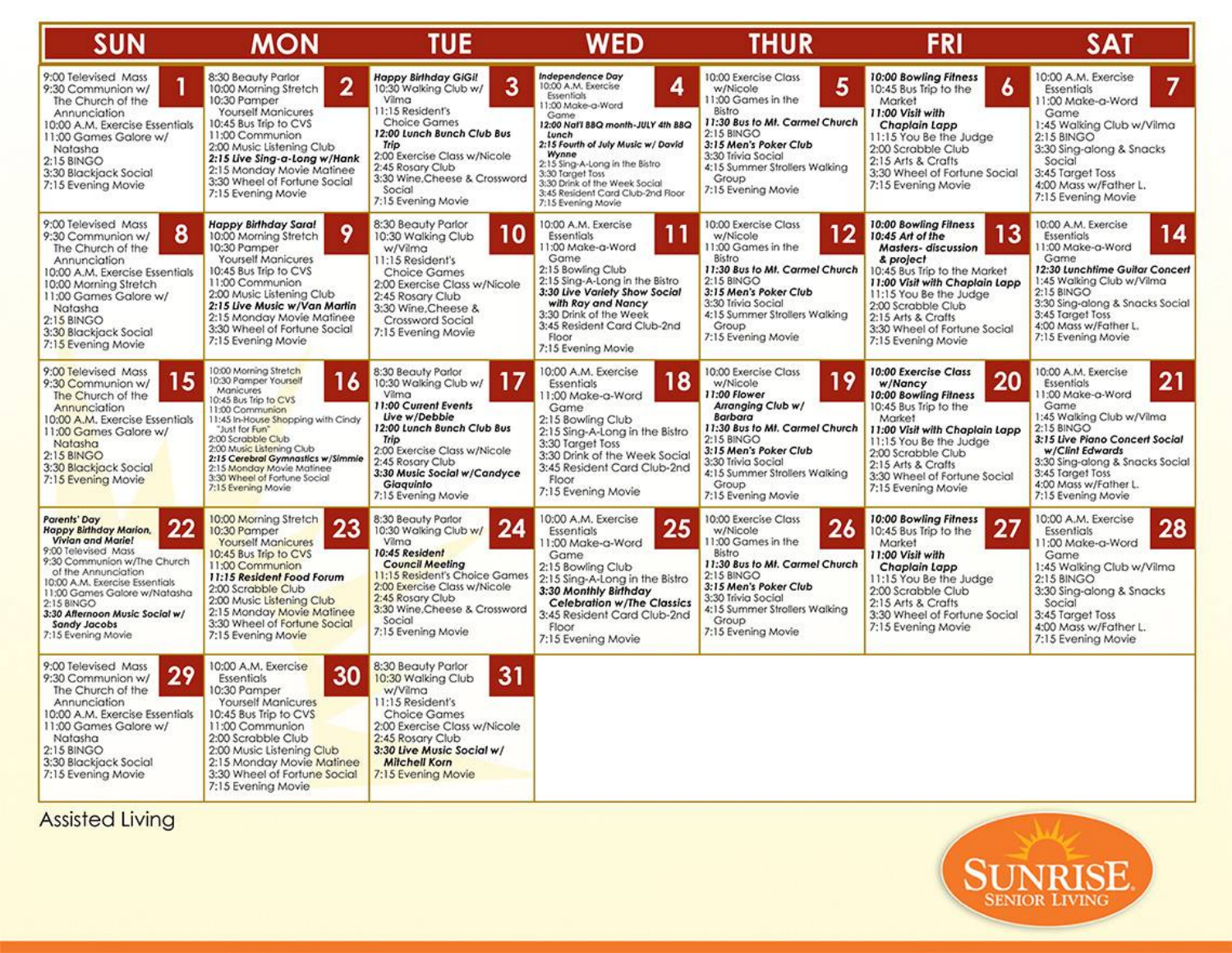| SUN | MON | TUE | WED | THUR | FRI | SAT |
|---|---|---|---|---|---|---|
| **1**<br>9:00 Televised Mass<br>9:30 Communion w/ The Church of the Annunciation<br>10:00 A.M. Exercise Essentials<br>11:00 Games Galore w/ Natasha<br>2:15 BINGO<br>3:30 Blackjack Social<br>7:15 Evening Movie | **2**<br>8:30 Beauty Parlor<br>10:00 Morning Stretch<br>10:30 Pamper Yourself Manicures<br>10:45 Bus Trip to CVS<br>11:00 Communion<br>2:00 Music Listening Club<br>**2:15 Live Sing-a-Long w/Hank**<br>2:15 Monday Movie Matinee<br>3:30 Wheel of Fortune Social<br>7:15 Evening Movie | **3**<br>**Happy Birthday GiGi!**<br>10:30 Walking Club w/ Vilma<br>11:15 Resident's Choice Games<br>**12:00 Lunch Bunch Club Bus Trip**<br>2:00 Exercise Class w/Nicole<br>2:45 Rosary Club<br>3:30 Wine,Cheese & Crossword Social<br>7:15 Evening Movie | **4**<br>**Independence Day**<br>10:00 A.M. Exercise Essentials<br>11:00 Make-a-Word Game<br>**12:00 Nat'l BBQ month-JULY 4th BBQ Lunch**<br>**2:15 Fourth of July Music w/ David Wynne**<br>2:15 Sing-A-Long in the Bistro<br>3:30 Target Toss<br>3:30 Drink of the Week Social<br>3:45 Resident Card Club-2nd Floor<br>7:15 Evening Movie | **5**<br>10:00 Exercise Class w/Nicole<br>11:00 Games in the Bistro<br>**11:30 Bus to Mt. Carmel Church**<br>2:15 BINGO<br>**3:15 Men's Poker Club**<br>3:30 Trivia Social<br>4:15 Summer Strollers Walking Group<br>7:15 Evening Movie | **6**<br>**10:00 Bowling Fitness**<br>10:45 Bus Trip to the Market<br>**11:00 Visit with Chaplain Lapp**<br>11:15 You Be the Judge<br>2:00 Scrabble Club<br>2:15 Arts & Crafts<br>3:30 Wheel of Fortune Social<br>7:15 Evening Movie | **7**<br>10:00 A.M. Exercise Essentials<br>11:00 Make-a-Word Game<br>1:45 Walking Club w/Vilma<br>2:15 BINGO<br>3:30 Sing-along & Snacks Social<br>3:45 Target Toss<br>4:00 Mass w/Father L.<br>7:15 Evening Movie |
| **8**<br>9:00 Televised Mass<br>9:30 Communion w/ The Church of the Annunciation<br>10:00 A.M. Exercise Essentials<br>10:00 Morning Stretch<br>11:00 Games Galore w/ Natasha<br>2:15 BINGO<br>3:30 Blackjack Social<br>7:15 Evening Movie | **9**<br>**Happy Birthday Sara!**<br>10:00 Morning Stretch<br>10:30 Pamper Yourself Manicures<br>10:45 Bus Trip to CVS<br>11:00 Communion<br>2:00 Music Listening Club<br>**2:15 Live Music w/Van Martin**<br>2:15 Monday Movie Matinee<br>3:30 Wheel of Fortune Social<br>7:15 Evening Movie | **10**<br>8:30 Beauty Parlor<br>10:30 Walking Club w/Vilma<br>11:15 Resident's Choice Games<br>2:00 Exercise Class w/Nicole<br>2:45 Rosary Club<br>3:30 Wine,Cheese & Crossword Social<br>7:15 Evening Movie | **11**<br>10:00 A.M. Exercise Essentials<br>11:00 Make-a-Word Game<br>2:15 Bowling Club<br>2:15 Sing-A-Long in the Bistro<br>**3:30 Live Variety Show Social with Ray and Nancy**<br>3:30 Drink of the Week<br>3:45 Resident Card Club-2nd Floor<br>7:15 Evening Movie | **12**<br>10:00 Exercise Class w/Nicole<br>11:00 Games in the Bistro<br>**11:30 Bus to Mt. Carmel Church**<br>2:15 BINGO<br>**3:15 Men's Poker Club**<br>3:30 Trivia Social<br>4:15 Summer Strollers Walking Group<br>7:15 Evening Movie | **13**<br>**10:00 Bowling Fitness**<br>**10:45 Art of the Masters- discussion & project**<br>10:45 Bus Trip to the Market<br>**11:00 Visit with Chaplain Lapp**<br>11:15 You Be the Judge<br>2:00 Scrabble Club<br>2:15 Arts & Crafts<br>3:30 Wheel of Fortune Social<br>7:15 Evening Movie | **14**<br>10:00 A.M. Exercise Essentials<br>11:00 Make-a-Word Game<br>**12:30 Lunchtime Guitar Concert**<br>1:45 Walking Club w/Vilma<br>2:15 BINGO<br>3:30 Sing-along & Snacks Social<br>3:45 Target Toss<br>4:00 Mass w/Father L.<br>7:15 Evening Movie |
| **15**<br>9:00 Televised Mass<br>9:30 Communion w/ The Church of the Annunciation<br>10:00 A.M. Exercise Essentials<br>11:00 Games Galore w/ Natasha<br>2:15 BINGO<br>3:30 Blackjack Social<br>7:15 Evening Movie | **16**<br>10:00 Morning Stretch<br>10:30 Pamper Yourself Manicures<br>10:45 Bus Trip to CVS<br>11:00 Communion<br>11:45 In-House Shopping with Cindy "Just for Fun"<br>2:00 Scrabble Club<br>2:00 Music Listening Club<br>**2:15 Cerebral Gymnastics w/Simmie**<br>2:15 Monday Movie Matinee<br>3:30 Wheel of Fortune Social<br>7:15 Evening Movie | **17**<br>8:30 Beauty Parlor<br>10:30 Walking Club w/ Vilma<br>**11:00 Current Events Live w/Debbie**<br>**12:00 Lunch Bunch Club Bus Trip**<br>2:00 Exercise Class w/Nicole<br>2:45 Rosary Club<br>**3:30 Music Social w/Candyce Giaquinto**<br>7:15 Evening Movie | **18**<br>10:00 A.M. Exercise Essentials<br>11:00 Make-a-Word Game<br>2:15 Bowling Club<br>2:15 Sing-A-Long in the Bistro<br>3:30 Target Toss<br>3:30 Drink of the Week Social<br>3:45 Resident Card Club-2nd Floor<br>7:15 Evening Movie | **19**<br>10:00 Exercise Class w/Nicole<br>**11:00 Flower Arranging Club w/ Barbara**<br>**11:30 Bus to Mt. Carmel Church**<br>2:15 BINGO<br>**3:15 Men's Poker Club**<br>3:30 Trivia Social<br>4:15 Summer Strollers Walking Group<br>7:15 Evening Movie | **20**<br>**10:00 Exercise Class w/Nancy**<br>**10:00 Bowling Fitness**<br>10:45 Bus Trip to the Market<br>**11:00 Visit with Chaplain Lapp**<br>11:15 You Be the Judge<br>2:00 Scrabble Club<br>2:15 Arts & Crafts<br>3:30 Wheel of Fortune Social<br>7:15 Evening Movie | **21**<br>10:00 A.M. Exercise Essentials<br>11:00 Make-a-Word Game<br>1:45 Walking Club w/Vilma<br>2:15 BINGO<br>**3:15 Live Piano Concert Social w/Clint Edwards**<br>3:30 Sing-along & Snacks Social<br>3:45 Target Toss<br>4:00 Mass w/Father L.<br>7:15 Evening Movie |
| **22**<br>**Parents' Day**<br>**Happy Birthday Marion, Vivian and Marie!**<br>9:00 Televised Mass<br>9:30 Communion w/The Church of the Annunciation<br>10:00 A.M. Exercise Essentials<br>11:00 Games Galore w/Natasha<br>2:15 BINGO<br>**3:30 Afternoon Music Social w/ Sandy Jacobs**<br>7:15 Evening Movie | **23**<br>10:00 Morning Stretch<br>10:30 Pamper Yourself Manicures<br>10:45 Bus Trip to CVS<br>11:00 Communion<br>**11:15 Resident Food Forum**<br>2:00 Scrabble Club<br>2:00 Music Listening Club<br>2:15 Monday Movie Matinee<br>3:30 Wheel of Fortune Social<br>7:15 Evening Movie | **24**<br>8:30 Beauty Parlor<br>10:30 Walking Club w/ Vilma<br>**10:45 Resident Council Meeting**<br>11:15 Resident's Choice Games<br>2:00 Exercise Class w/Nicole<br>2:45 Rosary Club<br>3:30 Wine,Cheese & Crossword Social<br>7:15 Evening Movie | **25**<br>10:00 A.M. Exercise Essentials<br>11:00 Make-a-Word Game<br>2:15 Bowling Club<br>2:15 Sing-A-Long in the Bistro<br>**3:30 Monthly Birthday Celebration w/The Classics**<br>3:45 Resident Card Club-2nd Floor<br>7:15 Evening Movie | **26**<br>10:00 Exercise Class w/Nicole<br>11:00 Games in the Bistro<br>**11:30 Bus to Mt. Carmel Church**<br>2:15 BINGO<br>**3:15 Men's Poker Club**<br>3:30 Trivia Social<br>4:15 Summer Strollers Walking Group<br>7:15 Evening Movie | **27**<br>**10:00 Bowling Fitness**<br>10:45 Bus Trip to the Market<br>**11:00 Visit with Chaplain Lapp**<br>11:15 You Be the Judge<br>2:00 Scrabble Club<br>2:15 Arts & Crafts<br>3:30 Wheel of Fortune Social<br>7:15 Evening Movie | **28**<br>10:00 A.M. Exercise Essentials<br>11:00 Make-a-Word Game<br>1:45 Walking Club w/Vilma<br>2:15 BINGO<br>3:30 Sing-along & Snacks Social<br>3:45 Target Toss<br>4:00 Mass w/Father L.<br>7:15 Evening Movie |
| **29**<br>9:00 Televised Mass<br>9:30 Communion w/ The Church of the Annunciation<br>10:00 A.M. Exercise Essentials<br>11:00 Games Galore w/ Natasha<br>2:15 BINGO<br>3:30 Blackjack Social<br>7:15 Evening Movie | **30**<br>10:00 A.M. Exercise Essentials<br>10:30 Pamper Yourself Manicures<br>10:45 Bus Trip to CVS<br>11:00 Communion<br>2:00 Scrabble Club<br>2:00 Music Listening Club<br>2:15 Monday Movie Matinee<br>3:30 Wheel of Fortune Social<br>7:15 Evening Movie | **31**<br>8:30 Beauty Parlor<br>10:30 Walking Club w/Vilma<br>11:15 Resident's Choice Games<br>2:00 Exercise Class w/Nicole<br>2:45 Rosary Club<br>**3:30 Live Music Social w/ Mitchell Korn**<br>7:15 Evening Movie | | | | |

Assisted Living

SUNRISE SENIOR LIVING